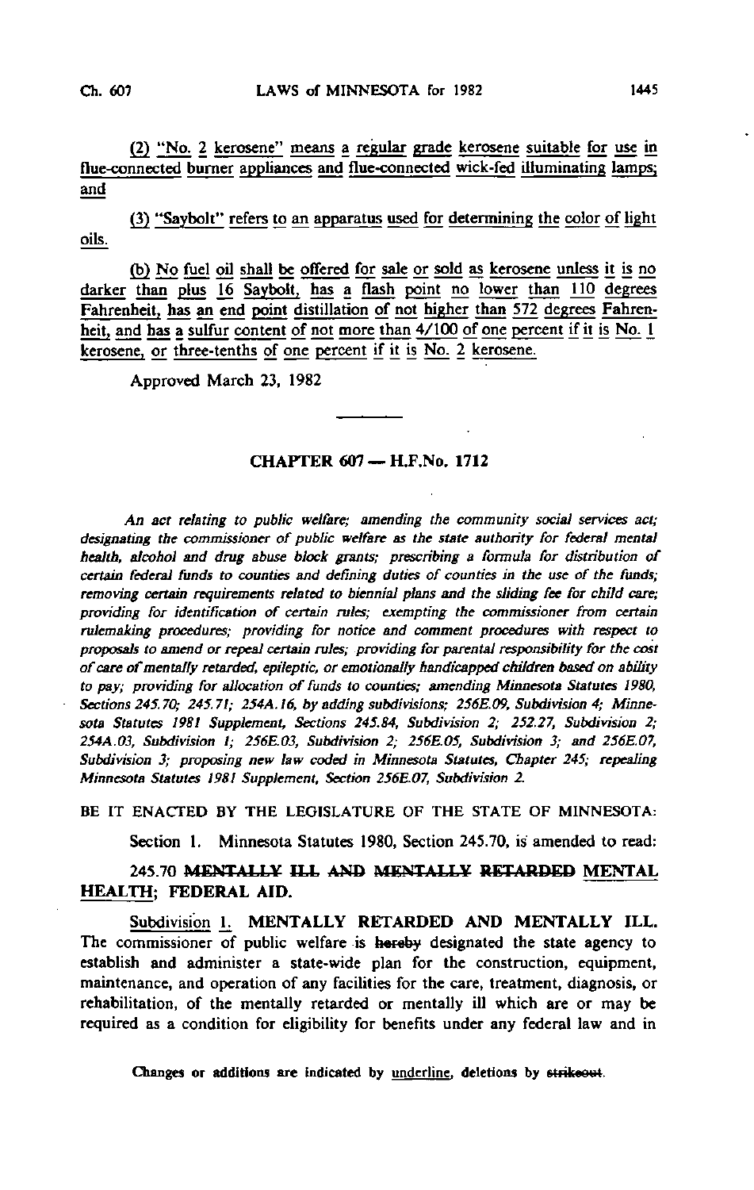(2) "No. 2 kerosene" means a regular grade kerosene suitable for use in flue-connected burner appliances and flue-connected wick-fed illuminating lamps; and

(3) "Saybolt" refers to an apparatus used for determining the color of light oils.

(b) No fuel oil shall be offered for sale or sold as kerosene unless it is no darker than plus 16 Saybolt, has a flash point no lower than 110 degrees Fahrenheit, has an end point distillation of not higher than 572 degrees Fahrenheit, and has a sulfur content of not more than 4/100 of one percent if it is No. 1 kerosene, or three-tenths of one percent if it is No. 2 kerosene.

Approved March 23, 1982

## CHAPTER 607 — H.F.No. 1712

*An act relating to public welfare; amending the community social services act; designating the commissioner of public welfare as the state authority for federal mental health, alcohol and drug abuse block grants; prescribing a formula for distribution of certain federal funds to counties and defining duties of counties in the use of the funds; removing certain requirements related to biennial plans and the sliding fee for child care; providing for identification of certain rules; exempting the commissioner from certain rulemaking procedures; providing for notice and comment procedures with respect to proposals to amend or repeal certain rules; providing for parental responsibility for the cost of care of mentally retarded, epileptic, or emotionally handicapped children based on ability to pay; providing for allocation of funds to counties; amending Minnesota Statutes 1980, Sections 245.70; 245.71; 254A.16, by adding subdivisions; 256E.09, Subdivision 4; Minnesota Statutes 1981 Supplement, Sections 245.84, Subdivision 2; 252.27, Subdivision 2; 254A.03, Subdivision 1; 256E.03, Subdivision 2; 256E.05, Subdivision 3; and 256E.07, Subdivision 3; proposing new law coded in Minnesota Statutes, Chapter 245; repealing Minnesota Statutes 1981 Supplement, Section 256E.07, Subdivision 2.*

BE IT ENACTED BY THE LEGISLATURE OF THE STATE OF MINNESOTA:

Section 1. Minnesota Statutes 1980, Section 245.70, is amended to read:

245.70 ~~MENTALLY ILL AND MENTALLY RETARDED~~ MENTAL HEALTH; FEDERAL AID.

Subdivision 1. MENTALLY RETARDED AND MENTALLY ILL. The commissioner of public welfare is ~~hereby~~ designated the state agency to establish and administer a state-wide plan for the construction, equipment, maintenance, and operation of any facilities for the care, treatment, diagnosis, or rehabilitation, of the mentally retarded or mentally ill which are or may be required as a condition for eligibility for benefits under any federal law and in

Changes or additions are indicated by underline, deletions by ~~strikeout~~.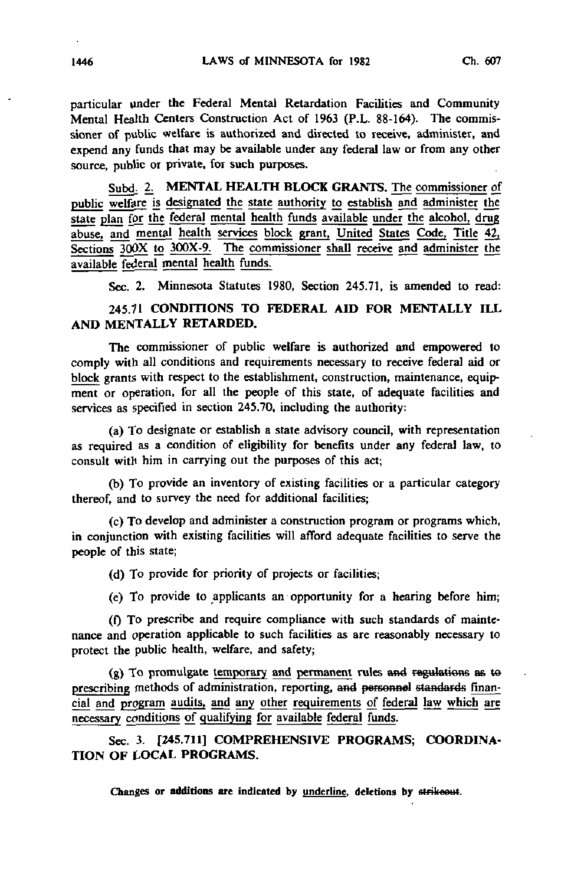particular under the Federal Mental Retardation Facilities and Community Mental Health Centers Construction Act of 1963 (P.L. 88-164). The commissioner of public welfare is authorized and directed to receive, administer, and expend any funds that may be available under any federal law or from any other source, public or private, for such purposes.

<u>Subd. 2.</u> **MENTAL HEALTH BLOCK GRANTS.** <u>The commissioner of public welfare is designated the state authority to establish and administer the state plan for the federal mental health funds available under the alcohol, drug abuse, and mental health services block grant, United States Code, Title 42, Sections 300X to 300X-9. The commissioner shall receive and administer the available federal mental health funds.</u>

Sec. 2. Minnesota Statutes 1980, Section 245.71, is amended to read:

**245.71 CONDITIONS TO FEDERAL AID FOR MENTALLY ILL AND MENTALLY RETARDED.**

The commissioner of public welfare is authorized and empowered to comply with all conditions and requirements necessary to receive federal aid or <u>block</u> grants with respect to the establishment, construction, maintenance, equipment or operation, for all the people of this state, of adequate facilities and services as specified in section 245.70, including the authority:

(a) To designate or establish a state advisory council, with representation as required as a condition of eligibility for benefits under any federal law, to consult with him in carrying out the purposes of this act;

(b) To provide an inventory of existing facilities or a particular category thereof, and to survey the need for additional facilities;

(c) To develop and administer a construction program or programs which, in conjunction with existing facilities will afford adequate facilities to serve the people of this state;

(d) To provide for priority of projects or facilities;

(e) To provide to applicants an opportunity for a hearing before him;

(f) To prescribe and require compliance with such standards of maintenance and operation applicable to such facilities as are reasonably necessary to protect the public health, welfare, and safety;

(g) To promulgate <u>temporary</u> <u>and</u> <u>permanent</u> rules ~~and regulations as to~~ <u>prescribing</u> methods of administration, reporting, ~~and personnel standards~~ <u>financial and program audits, and any other requirements of federal law which are necessary conditions of qualifying for available federal funds.</u>

Sec. 3. **[245.711] COMPREHENSIVE PROGRAMS; COORDINATION OF LOCAL PROGRAMS.**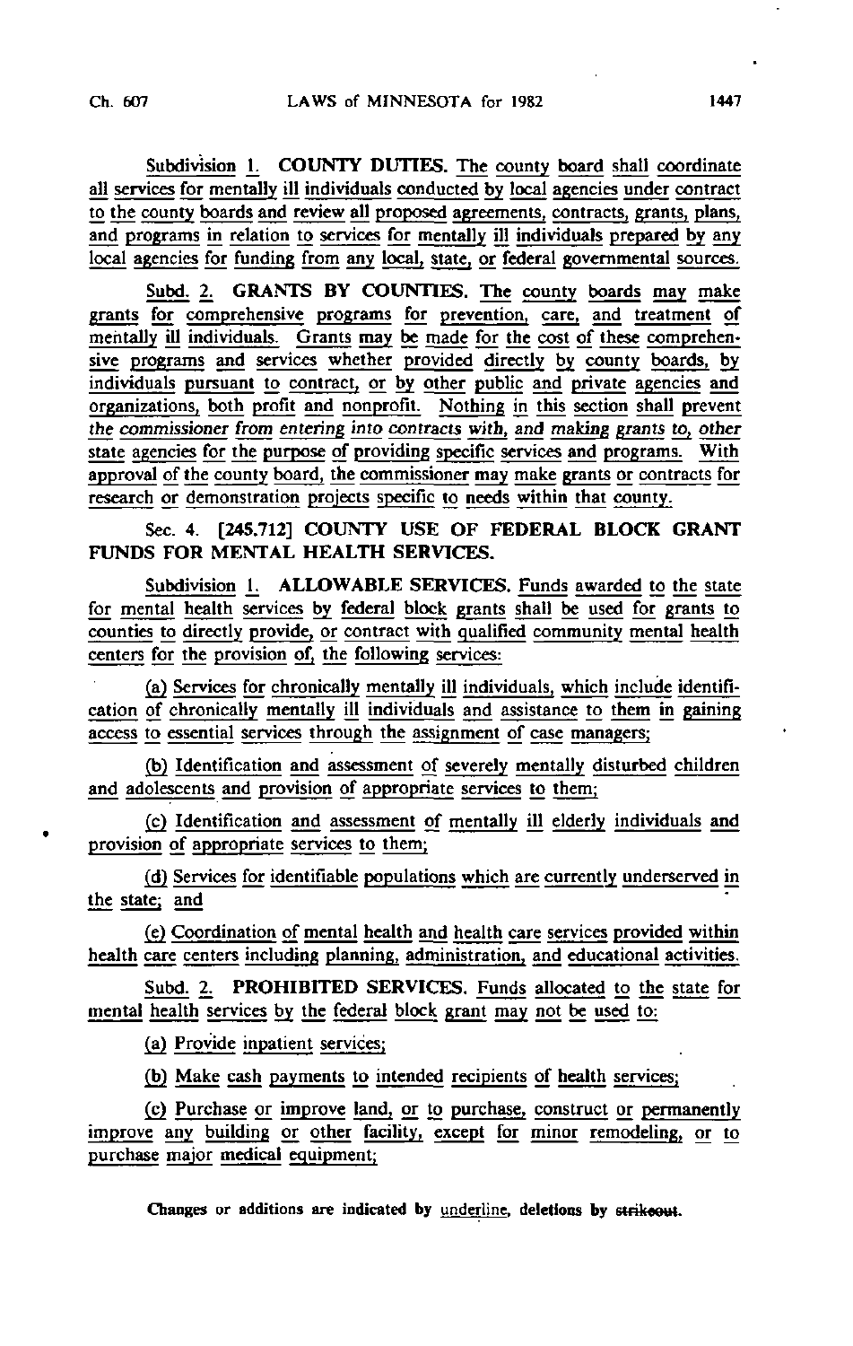Subdivision 1. COUNTY DUTIES. The county board shall coordinate all services for mentally ill individuals conducted by local agencies under contract to the county boards and review all proposed agreements, contracts, grants, plans, and programs in relation to services for mentally ill individuals prepared by any local agencies for funding from any local, state, or federal governmental sources.

Subd. 2. GRANTS BY COUNTIES. The county boards may make grants for comprehensive programs for prevention, care, and treatment of mentally ill individuals. Grants may be made for the cost of these comprehensive programs and services whether provided directly by county boards, by individuals pursuant to contract, or by other public and private agencies and organizations, both profit and nonprofit. Nothing in this section shall prevent the commissioner from entering into contracts with, and making grants to, other state agencies for the purpose of providing specific services and programs. With approval of the county board, the commissioner may make grants or contracts for research or demonstration projects specific to needs within that county.

Sec. 4. [245.712] COUNTY USE OF FEDERAL BLOCK GRANT FUNDS FOR MENTAL HEALTH SERVICES.

Subdivision 1. ALLOWABLE SERVICES. Funds awarded to the state for mental health services by federal block grants shall be used for grants to counties to directly provide, or contract with qualified community mental health centers for the provision of, the following services:

(a) Services for chronically mentally ill individuals, which include identification of chronically mentally ill individuals and assistance to them in gaining access to essential services through the assignment of case managers;

(b) Identification and assessment of severely mentally disturbed children and adolescents and provision of appropriate services to them;

(c) Identification and assessment of mentally ill elderly individuals and provision of appropriate services to them;

(d) Services for identifiable populations which are currently underserved in the state; and

(e) Coordination of mental health and health care services provided within health care centers including planning, administration, and educational activities.

Subd. 2. PROHIBITED SERVICES. Funds allocated to the state for mental health services by the federal block grant may not be used to:

(a) Provide inpatient services;

(b) Make cash payments to intended recipients of health services;

(c) Purchase or improve land, or to purchase, construct or permanently improve any building or other facility, except for minor remodeling, or to purchase major medical equipment;

Changes or additions are indicated by underline, deletions by strikeout.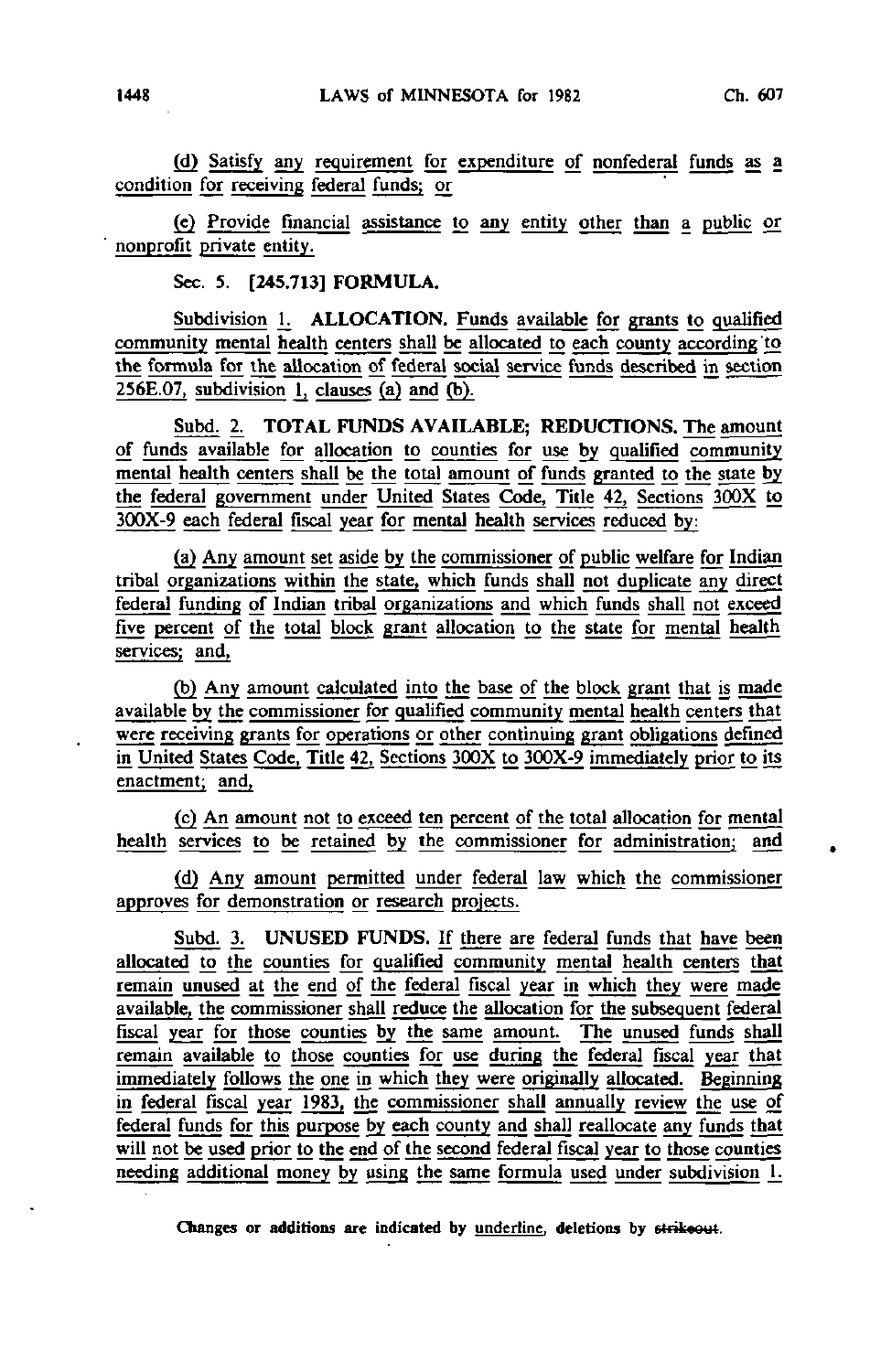(d) Satisfy any requirement for expenditure of nonfederal funds as a condition for receiving federal funds; or

(e) Provide financial assistance to any entity other than a public or nonprofit private entity.

Sec. 5. [245.713] FORMULA.

Subdivision 1. ALLOCATION. Funds available for grants to qualified community mental health centers shall be allocated to each county according to the formula for the allocation of federal social service funds described in section 256E.07, subdivision 1, clauses (a) and (b).

Subd. 2. TOTAL FUNDS AVAILABLE; REDUCTIONS. The amount of funds available for allocation to counties for use by qualified community mental health centers shall be the total amount of funds granted to the state by the federal government under United States Code, Title 42, Sections 300X to 300X-9 each federal fiscal year for mental health services reduced by:

(a) Any amount set aside by the commissioner of public welfare for Indian tribal organizations within the state, which funds shall not duplicate any direct federal funding of Indian tribal organizations and which funds shall not exceed five percent of the total block grant allocation to the state for mental health services; and,

(b) Any amount calculated into the base of the block grant that is made available by the commissioner for qualified community mental health centers that were receiving grants for operations or other continuing grant obligations defined in United States Code, Title 42, Sections 300X to 300X-9 immediately prior to its enactment; and,

(c) An amount not to exceed ten percent of the total allocation for mental health services to be retained by the commissioner for administration; and

(d) Any amount permitted under federal law which the commissioner approves for demonstration or research projects.

Subd. 3. UNUSED FUNDS. If there are federal funds that have been allocated to the counties for qualified community mental health centers that remain unused at the end of the federal fiscal year in which they were made available, the commissioner shall reduce the allocation for the subsequent federal fiscal year for those counties by the same amount. The unused funds shall remain available to those counties for use during the federal fiscal year that immediately follows the one in which they were originally allocated. Beginning in federal fiscal year 1983, the commissioner shall annually review the use of federal funds for this purpose by each county and shall reallocate any funds that will not be used prior to the end of the second federal fiscal year to those counties needing additional money by using the same formula used under subdivision 1.

Changes or additions are indicated by underline, deletions by ~~strikeout~~.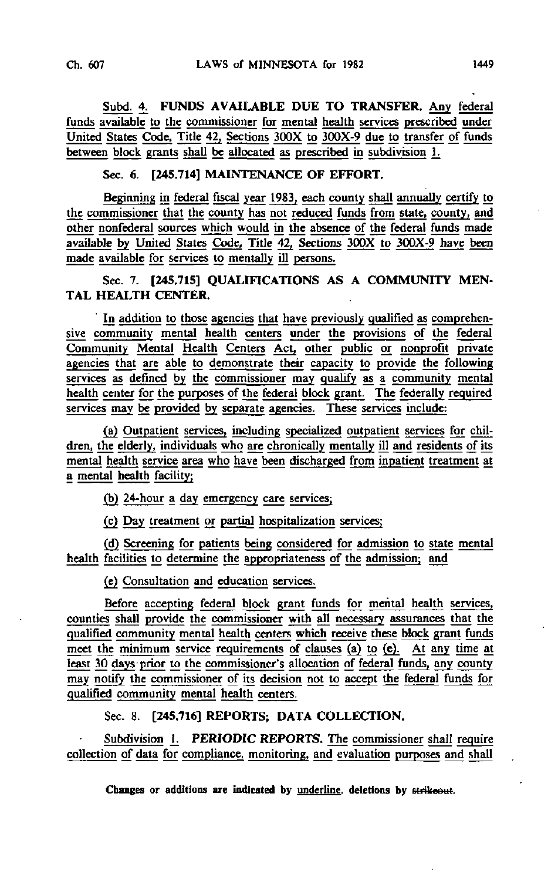Subd. 4. FUNDS AVAILABLE DUE TO TRANSFER. Any federal funds available to the commissioner for mental health services prescribed under United States Code, Title 42, Sections 300X to 300X-9 due to transfer of funds between block grants shall be allocated as prescribed in subdivision 1.

Sec. 6. [245.714] MAINTENANCE OF EFFORT.

Beginning in federal fiscal year 1983, each county shall annually certify to the commissioner that the county has not reduced funds from state, county, and other nonfederal sources which would in the absence of the federal funds made available by United States Code, Title 42, Sections 300X to 300X-9 have been made available for services to mentally ill persons.

Sec. 7. [245.715] QUALIFICATIONS AS A COMMUNITY MENTAL HEALTH CENTER.

In addition to those agencies that have previously qualified as comprehensive community mental health centers under the provisions of the federal Community Mental Health Centers Act, other public or nonprofit private agencies that are able to demonstrate their capacity to provide the following services as defined by the commissioner may qualify as a community mental health center for the purposes of the federal block grant. The federally required services may be provided by separate agencies. These services include:

(a) Outpatient services, including specialized outpatient services for children, the elderly, individuals who are chronically mentally ill and residents of its mental health service area who have been discharged from inpatient treatment at a mental health facility;

(b) 24-hour a day emergency care services;

(c) Day treatment or partial hospitalization services;

(d) Screening for patients being considered for admission to state mental health facilities to determine the appropriateness of the admission; and

(e) Consultation and education services.

Before accepting federal block grant funds for mental health services, counties shall provide the commissioner with all necessary assurances that the qualified community mental health centers which receive these block grant funds meet the minimum service requirements of clauses (a) to (e). At any time at least 30 days prior to the commissioner's allocation of federal funds, any county may notify the commissioner of its decision not to accept the federal funds for qualified community mental health centers.

Sec. 8. [245.716] REPORTS; DATA COLLECTION.

Subdivision 1. PERIODIC REPORTS. The commissioner shall require collection of data for compliance, monitoring, and evaluation purposes and shall

Changes or additions are indicated by underline, deletions by ~~strikeout~~.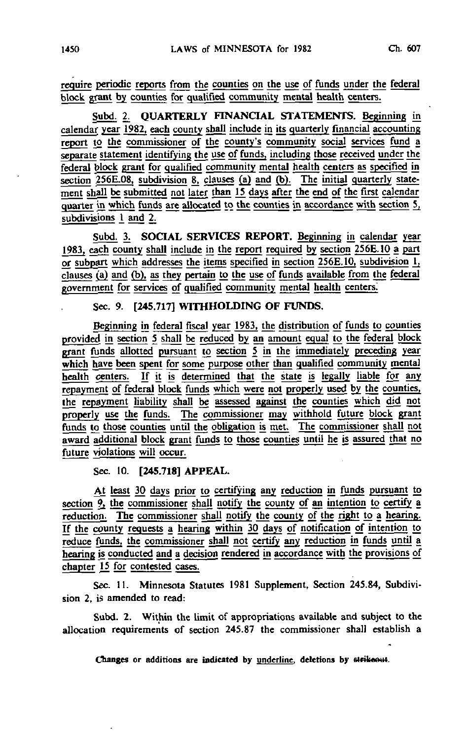require periodic reports from the counties on the use of funds under the federal block grant by counties for qualified community mental health centers.

Subd. 2. **QUARTERLY FINANCIAL STATEMENTS.** Beginning in calendar year 1982, each county shall include in its quarterly financial accounting report to the commissioner of the county's community social services fund a separate statement identifying the use of funds, including those received under the federal block grant for qualified community mental health centers as specified in section 256E.08, subdivision 8, clauses (a) and (b). The initial quarterly statement shall be submitted not later than 15 days after the end of the first calendar quarter in which funds are allocated to the counties in accordance with section 5, subdivisions 1 and 2.

Subd. 3. **SOCIAL SERVICES REPORT.** Beginning in calendar year 1983, each county shall include in the report required by section 256E.10 a part or subpart which addresses the items specified in section 256E.10, subdivision 1, clauses (a) and (b), as they pertain to the use of funds available from the federal government for services of qualified community mental health centers.

Sec. 9. [245.717] **WITHHOLDING OF FUNDS.**

Beginning in federal fiscal year 1983, the distribution of funds to counties provided in section 5 shall be reduced by an amount equal to the federal block grant funds allotted pursuant to section 5 in the immediately preceding year which have been spent for some purpose other than qualified community mental health centers. If it is determined that the state is legally liable for any repayment of federal block funds which were not properly used by the counties, the repayment liability shall be assessed against the counties which did not properly use the funds. The commissioner may withhold future block grant funds to those counties until the obligation is met. The commissioner shall not award additional block grant funds to those counties until he is assured that no future violations will occur.

Sec. 10. [245.718] **APPEAL.**

At least 30 days prior to certifying any reduction in funds pursuant to section 9, the commissioner shall notify the county of an intention to certify a reduction. The commissioner shall notify the county of the right to a hearing. If the county requests a hearing within 30 days of notification of intention to reduce funds, the commissioner shall not certify any reduction in funds until a hearing is conducted and a decision rendered in accordance with the provisions of chapter 15 for contested cases.

Sec. 11. Minnesota Statutes 1981 Supplement, Section 245.84, Subdivision 2, is amended to read:

Subd. 2. Within the limit of appropriations available and subject to the allocation requirements of section 245.87 the commissioner shall establish a

Changes or additions are indicated by underline, deletions by ~~strikeout~~.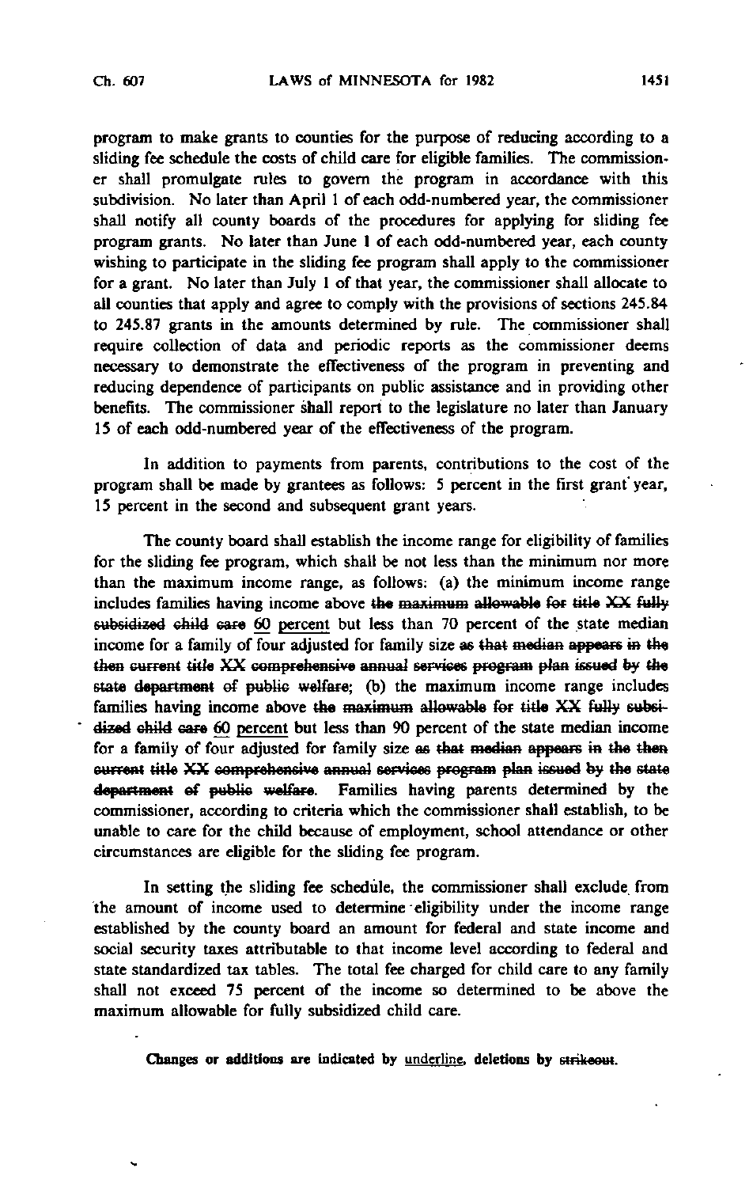program to make grants to counties for the purpose of reducing according to a sliding fee schedule the costs of child care for eligible families. The commissioner shall promulgate rules to govern the program in accordance with this subdivision. No later than April 1 of each odd-numbered year, the commissioner shall notify all county boards of the procedures for applying for sliding fee program grants. No later than June 1 of each odd-numbered year, each county wishing to participate in the sliding fee program shall apply to the commissioner for a grant. No later than July 1 of that year, the commissioner shall allocate to all counties that apply and agree to comply with the provisions of sections 245.84 to 245.87 grants in the amounts determined by rule. The commissioner shall require collection of data and periodic reports as the commissioner deems necessary to demonstrate the effectiveness of the program in preventing and reducing dependence of participants on public assistance and in providing other benefits. The commissioner shall report to the legislature no later than January 15 of each odd-numbered year of the effectiveness of the program.

In addition to payments from parents, contributions to the cost of the program shall be made by grantees as follows: 5 percent in the first grant year, 15 percent in the second and subsequent grant years.

The county board shall establish the income range for eligibility of families for the sliding fee program, which shall be not less than the minimum nor more than the maximum income range, as follows: (a) the minimum income range includes families having income above ~~the maximum allowable for title XX fully subsidized child care~~ <u>60 percent</u> but less than 70 percent of the state median income for a family of four adjusted for family size ~~as that median appears in the then current title XX comprehensive annual services program plan issued by the state department of public welfare~~; (b) the maximum income range includes families having income above ~~the maximum allowable for title XX fully subsidized child care~~ <u>60 percent</u> but less than 90 percent of the state median income for a family of four adjusted for family size ~~as that median appears in the then current title XX comprehensive annual services program plan issued by the state department of public welfare~~. Families having parents determined by the commissioner, according to criteria which the commissioner shall establish, to be unable to care for the child because of employment, school attendance or other circumstances are eligible for the sliding fee program.

In setting the sliding fee schedule, the commissioner shall exclude from the amount of income used to determine eligibility under the income range established by the county board an amount for federal and state income and social security taxes attributable to that income level according to federal and state standardized tax tables. The total fee charged for child care to any family shall not exceed 75 percent of the income so determined to be above the maximum allowable for fully subsidized child care.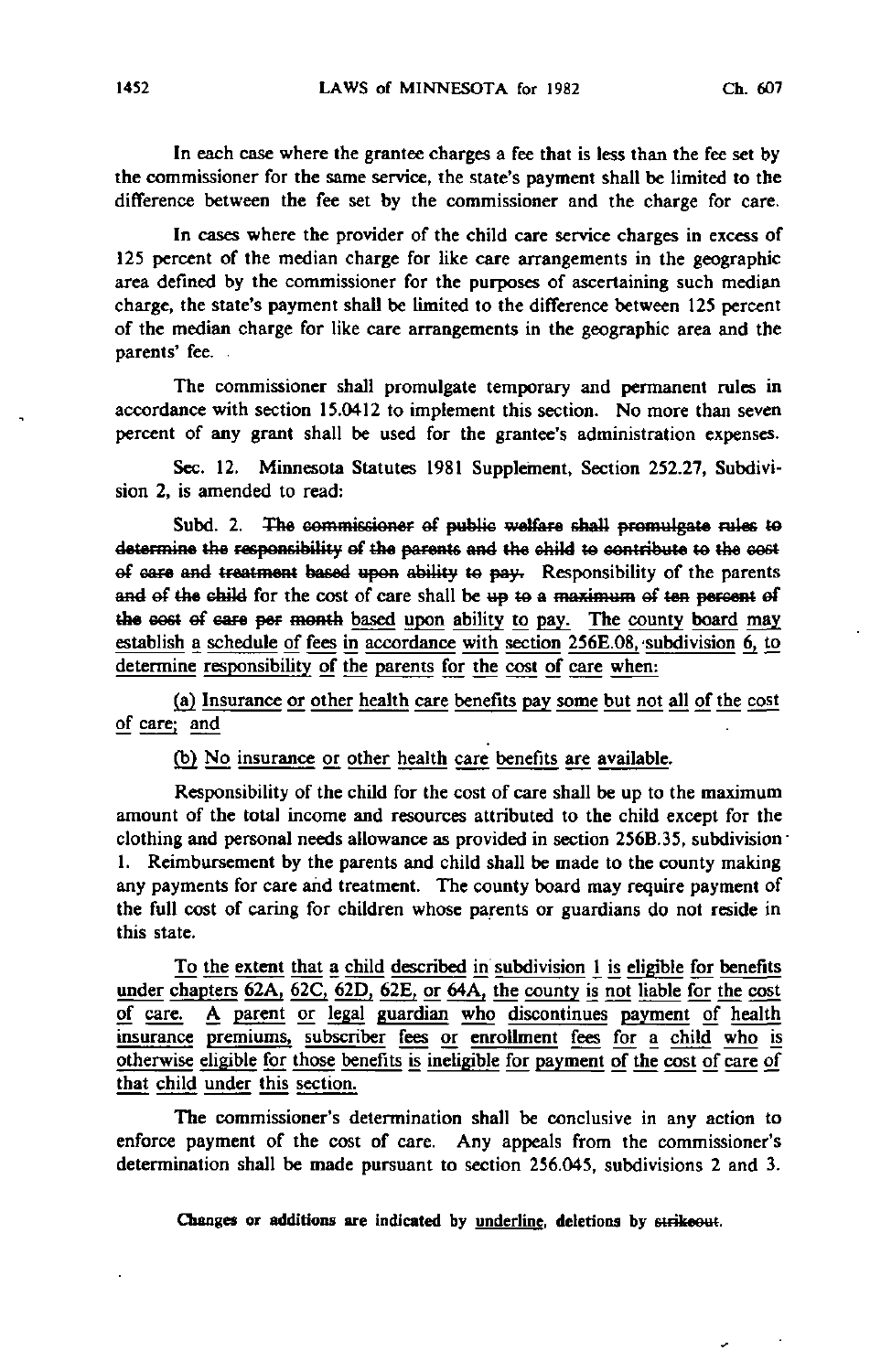In each case where the grantee charges a fee that is less than the fee set by the commissioner for the same service, the state's payment shall be limited to the difference between the fee set by the commissioner and the charge for care.

In cases where the provider of the child care service charges in excess of 125 percent of the median charge for like care arrangements in the geographic area defined by the commissioner for the purposes of ascertaining such median charge, the state's payment shall be limited to the difference between 125 percent of the median charge for like care arrangements in the geographic area and the parents' fee.

The commissioner shall promulgate temporary and permanent rules in accordance with section 15.0412 to implement this section. No more than seven percent of any grant shall be used for the grantee's administration expenses.

Sec. 12. Minnesota Statutes 1981 Supplement, Section 252.27, Subdivision 2, is amended to read:

Subd. 2. ~~The commissioner of public welfare shall promulgate rules to determine the responsibility of the parents and the child to contribute to the cost of care and treatment based upon ability to pay.~~ Responsibility of the parents ~~and of the child~~ for the cost of care shall be ~~up to a maximum of ten percent of the cost of care per month~~ <u>based upon ability to pay. The county board may establish a schedule of fees in accordance with section 256E.08, subdivision 6, to determine responsibility of the parents for the cost of care when:</u>

<u>(a) Insurance or other health care benefits pay some but not all of the cost of care; and</u>

<u>(b) No insurance or other health care benefits are available.</u>

Responsibility of the child for the cost of care shall be up to the maximum amount of the total income and resources attributed to the child except for the clothing and personal needs allowance as provided in section 256B.35, subdivision 1. Reimbursement by the parents and child shall be made to the county making any payments for care and treatment. The county board may require payment of the full cost of caring for children whose parents or guardians do not reside in this state.

<u>To the extent that a child described in subdivision 1 is eligible for benefits under chapters 62A, 62C, 62D, 62E, or 64A, the county is not liable for the cost of care. A parent or legal guardian who discontinues payment of health insurance premiums, subscriber fees or enrollment fees for a child who is otherwise eligible for those benefits is ineligible for payment of the cost of care of that child under this section.</u>

The commissioner's determination shall be conclusive in any action to enforce payment of the cost of care. Any appeals from the commissioner's determination shall be made pursuant to section 256.045, subdivisions 2 and 3.

Changes or additions are indicated by <u>underline</u>, deletions by ~~strikeout~~.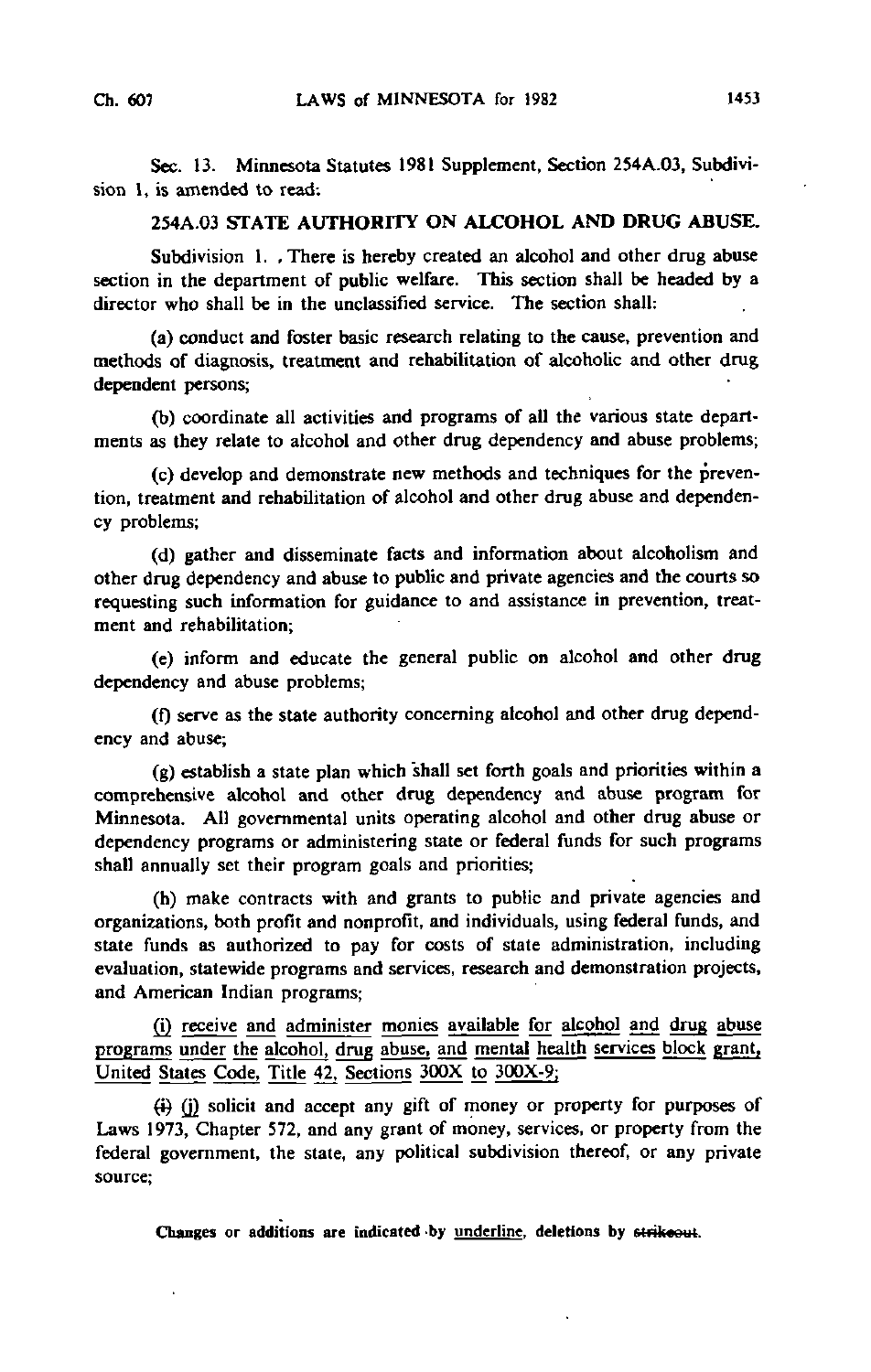Sec. 13. Minnesota Statutes 1981 Supplement, Section 254A.03, Subdivision 1, is amended to read:

## 254A.03 STATE AUTHORITY ON ALCOHOL AND DRUG ABUSE.

Subdivision 1. There is hereby created an alcohol and other drug abuse section in the department of public welfare. This section shall be headed by a director who shall be in the unclassified service. The section shall:

(a) conduct and foster basic research relating to the cause, prevention and methods of diagnosis, treatment and rehabilitation of alcoholic and other drug dependent persons;

(b) coordinate all activities and programs of all the various state departments as they relate to alcohol and other drug dependency and abuse problems;

(c) develop and demonstrate new methods and techniques for the prevention, treatment and rehabilitation of alcohol and other drug abuse and dependency problems;

(d) gather and disseminate facts and information about alcoholism and other drug dependency and abuse to public and private agencies and the courts so requesting such information for guidance to and assistance in prevention, treatment and rehabilitation;

(e) inform and educate the general public on alcohol and other drug dependency and abuse problems;

(f) serve as the state authority concerning alcohol and other drug dependency and abuse;

(g) establish a state plan which shall set forth goals and priorities within a comprehensive alcohol and other drug dependency and abuse program for Minnesota. All governmental units operating alcohol and other drug abuse or dependency programs or administering state or federal funds for such programs shall annually set their program goals and priorities;

(h) make contracts with and grants to public and private agencies and organizations, both profit and nonprofit, and individuals, using federal funds, and state funds as authorized to pay for costs of state administration, including evaluation, statewide programs and services, research and demonstration projects, and American Indian programs;

<u>(i) receive and administer monies available for alcohol and drug abuse programs under the alcohol, drug abuse, and mental health services block grant, United States Code, Title 42, Sections 300X to 300X-9;</u>

~~(i)~~ <u>(j)</u> solicit and accept any gift of money or property for purposes of Laws 1973, Chapter 572, and any grant of money, services, or property from the federal government, the state, any political subdivision thereof, or any private source;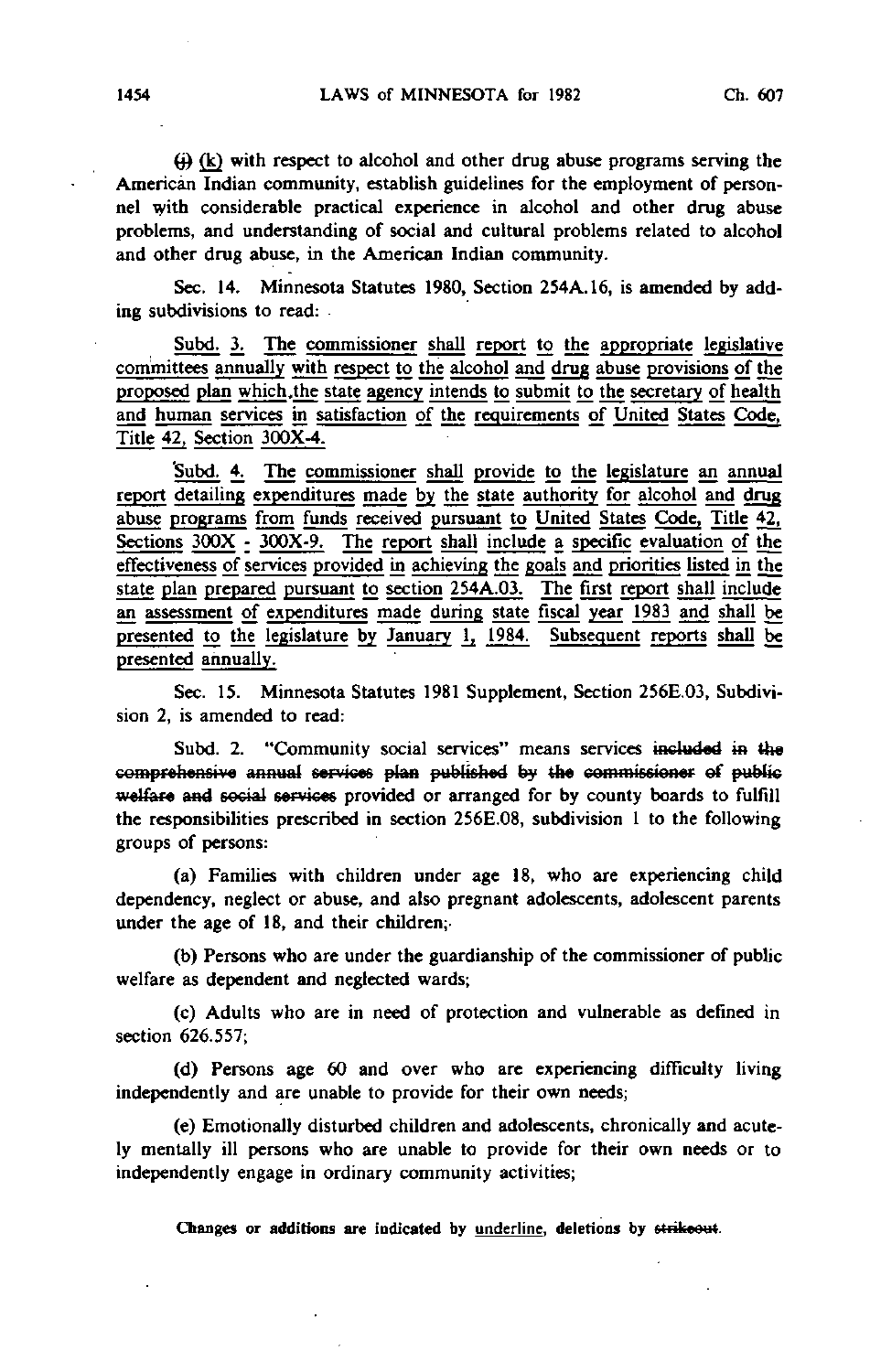~~(j)~~ <u>(k)</u> with respect to alcohol and other drug abuse programs serving the American Indian community, establish guidelines for the employment of personnel with considerable practical experience in alcohol and other drug abuse problems, and understanding of social and cultural problems related to alcohol and other drug abuse, in the American Indian community.

Sec. 14. Minnesota Statutes 1980, Section 254A.16, is amended by adding subdivisions to read:

<u>Subd. 3. The commissioner shall report to the appropriate legislative committees annually with respect to the alcohol and drug abuse provisions of the proposed plan which the state agency intends to submit to the secretary of health and human services in satisfaction of the requirements of United States Code, Title 42, Section 300X-4.</u>

<u>Subd. 4. The commissioner shall provide to the legislature an annual report detailing expenditures made by the state authority for alcohol and drug abuse programs from funds received pursuant to United States Code, Title 42, Sections 300X - 300X-9. The report shall include a specific evaluation of the effectiveness of services provided in achieving the goals and priorities listed in the state plan prepared pursuant to section 254A.03. The first report shall include an assessment of expenditures made during state fiscal year 1983 and shall be presented to the legislature by January 1, 1984. Subsequent reports shall be presented annually.</u>

Sec. 15. Minnesota Statutes 1981 Supplement, Section 256E.03, Subdivision 2, is amended to read:

Subd. 2. "Community social services" means services ~~included in the comprehensive annual services plan published by the commissioner of public welfare and social services~~ provided or arranged for by county boards to fulfill the responsibilities prescribed in section 256E.08, subdivision 1 to the following groups of persons:

(a) Families with children under age 18, who are experiencing child dependency, neglect or abuse, and also pregnant adolescents, adolescent parents under the age of 18, and their children;

(b) Persons who are under the guardianship of the commissioner of public welfare as dependent and neglected wards;

(c) Adults who are in need of protection and vulnerable as defined in section 626.557;

(d) Persons age 60 and over who are experiencing difficulty living independently and are unable to provide for their own needs;

(e) Emotionally disturbed children and adolescents, chronically and acutely mentally ill persons who are unable to provide for their own needs or to independently engage in ordinary community activities;

Changes or additions are indicated by <u>underline</u>, deletions by ~~strikeout~~.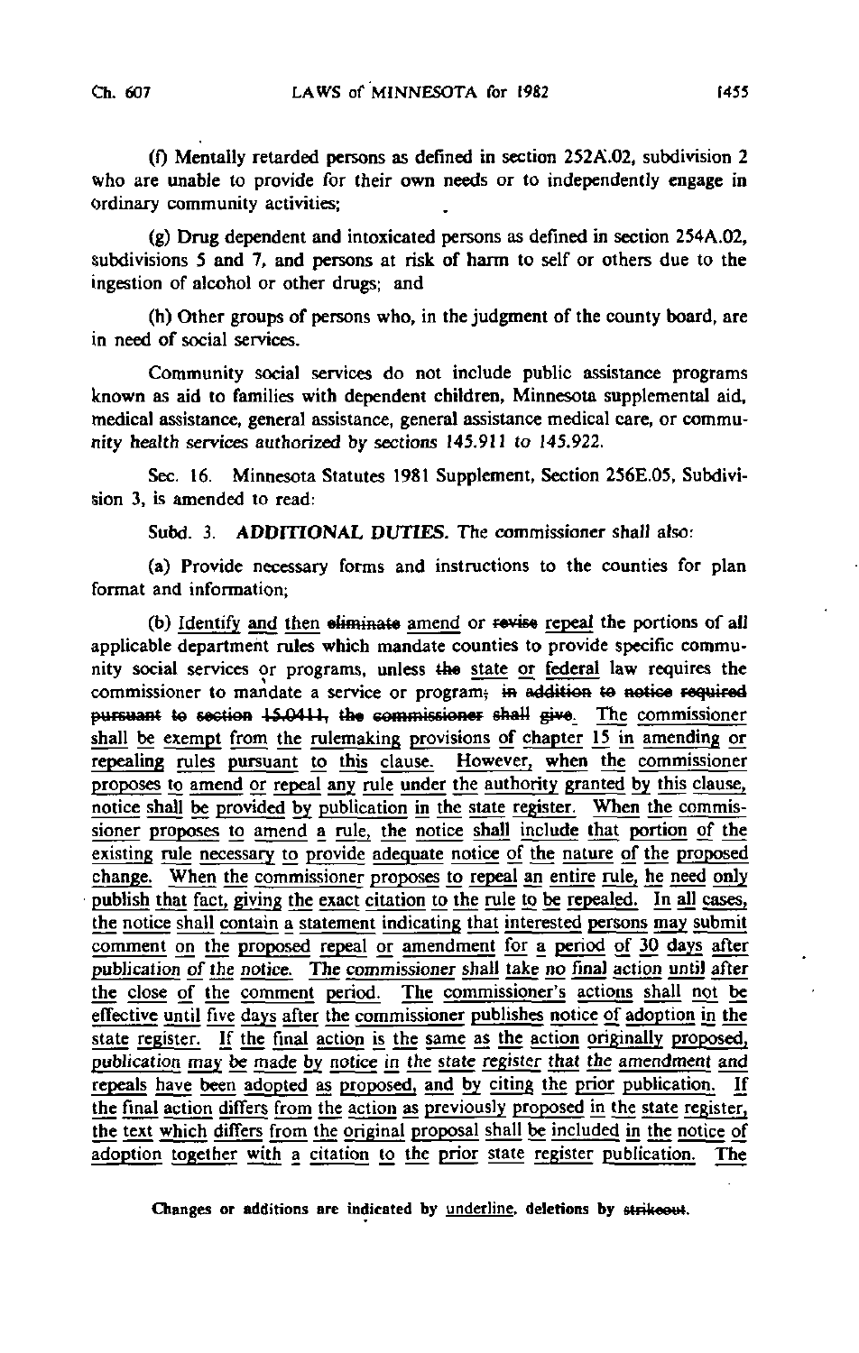(f) Mentally retarded persons as defined in section 252A.02, subdivision 2 who are unable to provide for their own needs or to independently engage in ordinary community activities;

(g) Drug dependent and intoxicated persons as defined in section 254A.02, subdivisions 5 and 7, and persons at risk of harm to self or others due to the ingestion of alcohol or other drugs; and

(h) Other groups of persons who, in the judgment of the county board, are in need of social services.

Community social services do not include public assistance programs known as aid to families with dependent children, Minnesota supplemental aid, medical assistance, general assistance, general assistance medical care, or community health services authorized by sections 145.911 to 145.922.

Sec. 16. Minnesota Statutes 1981 Supplement, Section 256E.05, Subdivision 3, is amended to read:

Subd. 3. **ADDITIONAL DUTIES.** The commissioner shall also:

(a) Provide necessary forms and instructions to the counties for plan format and information;

(b) <u>Identify and then</u> ~~eliminate~~ <u>amend</u> or ~~revise~~ <u>repeal</u> the portions of all applicable department rules which mandate counties to provide specific community social services or programs, unless ~~the~~ <u>state or federal</u> law requires the commissioner to mandate a service or program~~; in addition to notice required pursuant to section 15.0411, the commissioner shall give~~. <u>The commissioner shall be exempt from the rulemaking provisions of chapter 15 in amending or repealing rules pursuant to this clause. However, when the commissioner proposes to amend or repeal any rule under the authority granted by this clause, notice shall be provided by publication in the state register. When the commissioner proposes to amend a rule, the notice shall include that portion of the existing rule necessary to provide adequate notice of the nature of the proposed change. When the commissioner proposes to repeal an entire rule, he need only publish that fact, giving the exact citation to the rule to be repealed. In all cases, the notice shall contain a statement indicating that interested persons may submit comment on the proposed repeal or amendment for a period of 30 days after publication of the notice. The commissioner shall take no final action until after the close of the comment period. The commissioner's actions shall not be effective until five days after the commissioner publishes notice of adoption in the state register. If the final action is the same as the action originally proposed, publication may be made by notice in the state register that the amendment and repeals have been adopted as proposed, and by citing the prior publication. If the final action differs from the action as previously proposed in the state register, the text which differs from the original proposal shall be included in the notice of adoption together with a citation to the prior state register publication. The</u>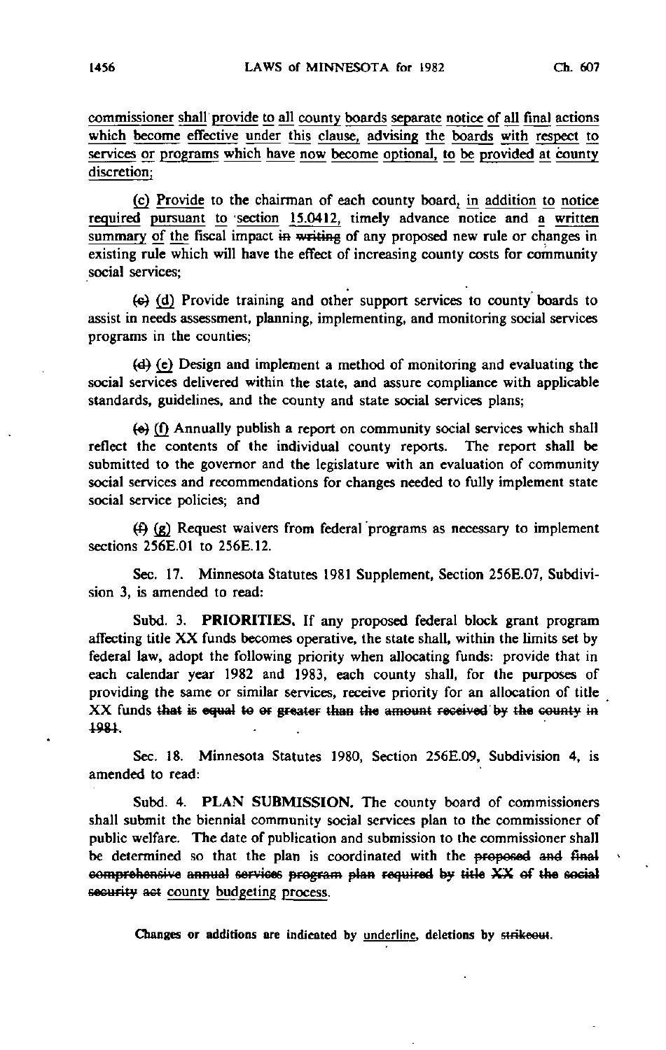commissioner shall provide to all county boards separate notice of all final actions which become effective under this clause, advising the boards with respect to services or programs which have now become optional, to be provided at county discretion;

(c) Provide to the chairman of each county board, in addition to notice required pursuant to section 15.0412, timely advance notice and a written summary of the fiscal impact ~~in writing~~ of any proposed new rule or changes in existing rule which will have the effect of increasing county costs for community social services;

~~(c)~~ (d) Provide training and other support services to county boards to assist in needs assessment, planning, implementing, and monitoring social services programs in the counties;

~~(d)~~ (e) Design and implement a method of monitoring and evaluating the social services delivered within the state, and assure compliance with applicable standards, guidelines, and the county and state social services plans;

~~(e)~~ (f) Annually publish a report on community social services which shall reflect the contents of the individual county reports. The report shall be submitted to the governor and the legislature with an evaluation of community social services and recommendations for changes needed to fully implement state social service policies; and

~~(f)~~ (g) Request waivers from federal programs as necessary to implement sections 256E.01 to 256E.12.

Sec. 17. Minnesota Statutes 1981 Supplement, Section 256E.07, Subdivision 3, is amended to read:

Subd. 3. **PRIORITIES.** If any proposed federal block grant program affecting title XX funds becomes operative, the state shall, within the limits set by federal law, adopt the following priority when allocating funds: provide that in each calendar year 1982 and 1983, each county shall, for the purposes of providing the same or similar services, receive priority for an allocation of title XX funds ~~that is equal to or greater than the amount received by the county in 1981~~.

Sec. 18. Minnesota Statutes 1980, Section 256E.09, Subdivision 4, is amended to read:

Subd. 4. **PLAN SUBMISSION.** The county board of commissioners shall submit the biennial community social services plan to the commissioner of public welfare. The date of publication and submission to the commissioner shall be determined so that the plan is coordinated with the ~~proposed and final comprehensive annual services program plan required by title XX of the social security act~~ county budgeting process.

Changes or additions are indicated by underline, deletions by ~~strikeout~~.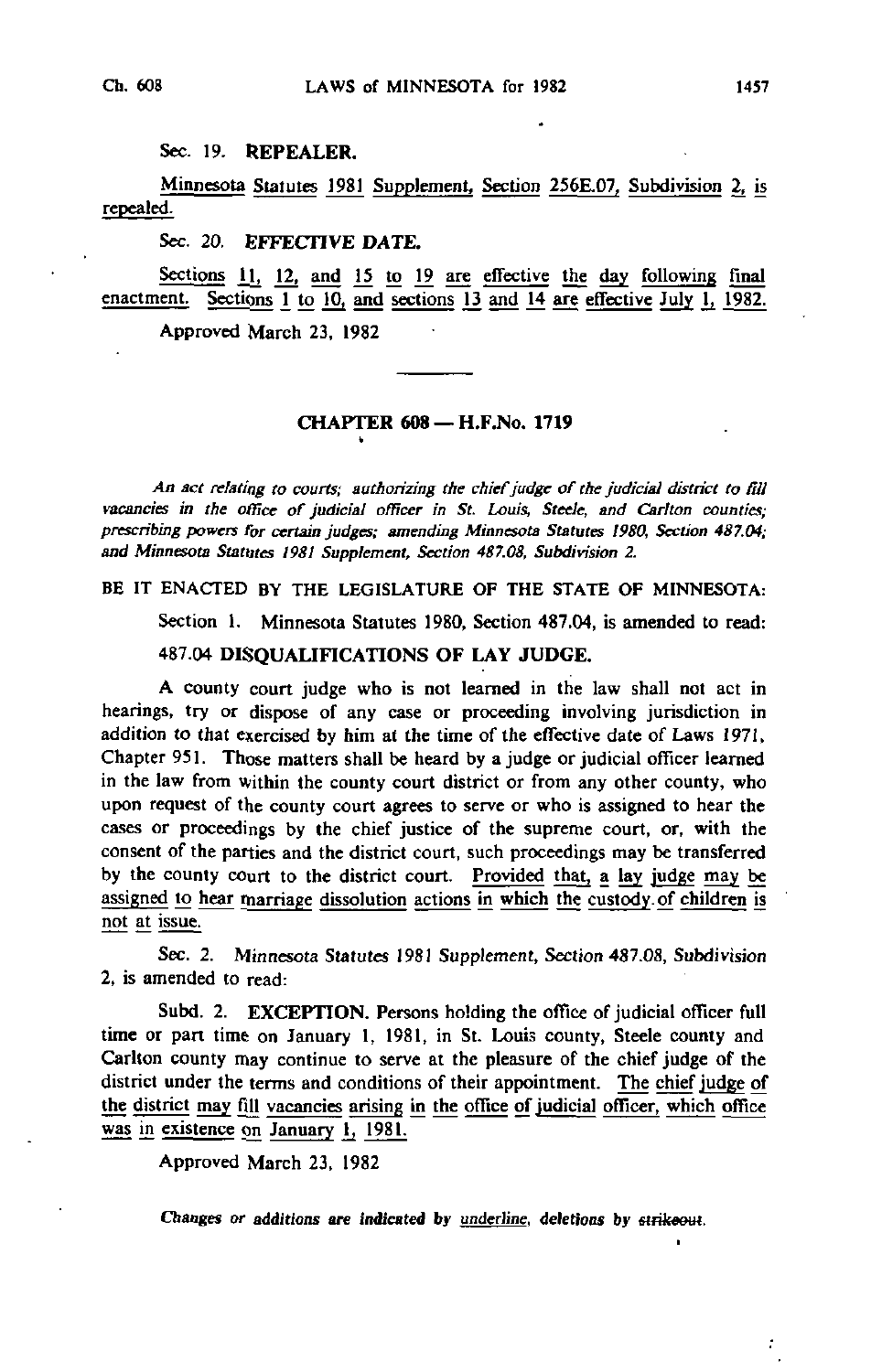Sec. 19. **REPEALER.**

Minnesota Statutes 1981 Supplement, Section 256E.07, Subdivision 2, is repealed.

Sec. 20. **EFFECTIVE DATE.**

Sections 11, 12, and 15 to 19 are effective the day following final enactment. Sections 1 to 10, and sections 13 and 14 are effective July 1, 1982.

Approved March 23, 1982

## CHAPTER 608 — H.F.No. 1719

*An act relating to courts; authorizing the chief judge of the judicial district to fill vacancies in the office of judicial officer in St. Louis, Steele, and Carlton counties; prescribing powers for certain judges; amending Minnesota Statutes 1980, Section 487.04; and Minnesota Statutes 1981 Supplement, Section 487.08, Subdivision 2.*

BE IT ENACTED BY THE LEGISLATURE OF THE STATE OF MINNESOTA:

Section 1. Minnesota Statutes 1980, Section 487.04, is amended to read:

487.04 **DISQUALIFICATIONS OF LAY JUDGE.**

A county court judge who is not learned in the law shall not act in hearings, try or dispose of any case or proceeding involving jurisdiction in addition to that exercised by him at the time of the effective date of Laws 1971, Chapter 951. Those matters shall be heard by a judge or judicial officer learned in the law from within the county court district or from any other county, who upon request of the county court agrees to serve or who is assigned to hear the cases or proceedings by the chief justice of the supreme court, or, with the consent of the parties and the district court, such proceedings may be transferred by the county court to the district court. Provided that, a lay judge may be assigned to hear marriage dissolution actions in which the custody of children is not at issue.

Sec. 2. *Minnesota Statutes 1981 Supplement, Section 487.08, Subdivision 2, is amended to read:*

Subd. 2. **EXCEPTION.** Persons holding the office of judicial officer full time or part time on January 1, 1981, in St. Louis county, Steele county and Carlton county may continue to serve at the pleasure of the chief judge of the district under the terms and conditions of their appointment. The chief judge of the district may fill vacancies arising in the office of judicial officer, which office was in existence on January 1, 1981.

Approved March 23, 1982

*Changes or additions are indicated by underline, deletions by ~~strikeout~~.*